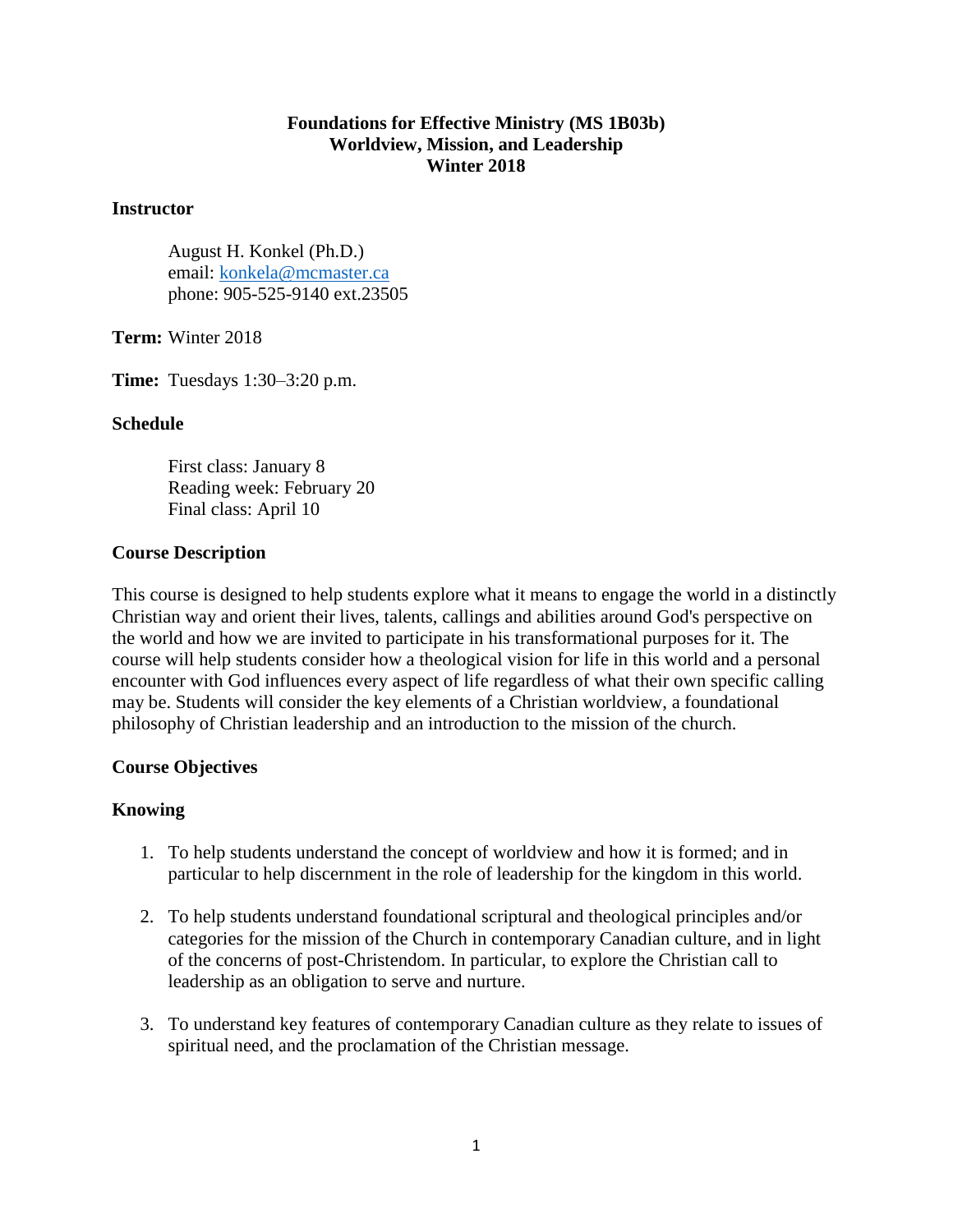# Foundations for Effective Ministry (MS 1B03b)
## Worldview, Mission, and Leadership
## Winter 2018

**Instructor**

August H. Konkel (Ph.D.)
email: [konkela@mcmaster.ca](mailto:konkela@mcmaster.ca)
phone: 905-525-9140 ext.23505

**Term:** Winter 2018

**Time:** Tuesdays 1:30–3:20 p.m.

**Schedule**

First class: January 8
Reading week: February 20
Final class: April 10

**Course Description**

This course is designed to help students explore what it means to engage the world in a distinctly Christian way and orient their lives, talents, callings and abilities around God's perspective on the world and how we are invited to participate in his transformational purposes for it. The course will help students consider how a theological vision for life in this world and a personal encounter with God influences every aspect of life regardless of what their own specific calling may be. Students will consider the key elements of a Christian worldview, a foundational philosophy of Christian leadership and an introduction to the mission of the church.

**Course Objectives**

**Knowing**

1. To help students understand the concept of worldview and how it is formed; and in particular to help discernment in the role of leadership for the kingdom in this world.

2. To help students understand foundational scriptural and theological principles and/or categories for the mission of the Church in contemporary Canadian culture, and in light of the concerns of post-Christendom. In particular, to explore the Christian call to leadership as an obligation to serve and nurture.

3. To understand key features of contemporary Canadian culture as they relate to issues of spiritual need, and the proclamation of the Christian message.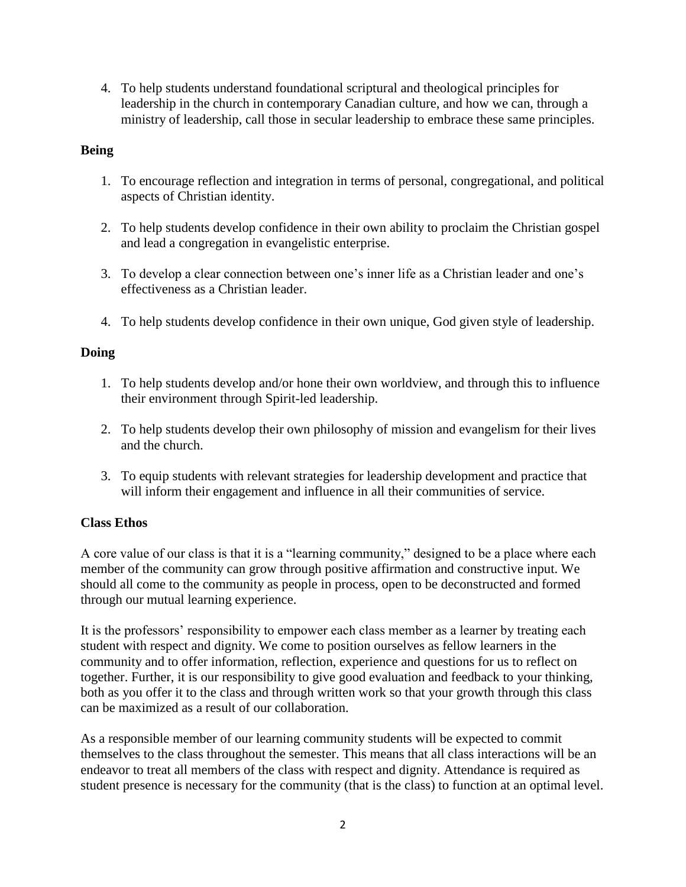4. To help students understand foundational scriptural and theological principles for leadership in the church in contemporary Canadian culture, and how we can, through a ministry of leadership, call those in secular leadership to embrace these same principles.

**Being**

1. To encourage reflection and integration in terms of personal, congregational, and political aspects of Christian identity.

2. To help students develop confidence in their own ability to proclaim the Christian gospel and lead a congregation in evangelistic enterprise.

3. To develop a clear connection between one's inner life as a Christian leader and one's effectiveness as a Christian leader.

4. To help students develop confidence in their own unique, God given style of leadership.

**Doing**

1. To help students develop and/or hone their own worldview, and through this to influence their environment through Spirit-led leadership.

2. To help students develop their own philosophy of mission and evangelism for their lives and the church.

3. To equip students with relevant strategies for leadership development and practice that will inform their engagement and influence in all their communities of service.

**Class Ethos**

A core value of our class is that it is a "learning community," designed to be a place where each member of the community can grow through positive affirmation and constructive input. We should all come to the community as people in process, open to be deconstructed and formed through our mutual learning experience.

It is the professors' responsibility to empower each class member as a learner by treating each student with respect and dignity. We come to position ourselves as fellow learners in the community and to offer information, reflection, experience and questions for us to reflect on together. Further, it is our responsibility to give good evaluation and feedback to your thinking, both as you offer it to the class and through written work so that your growth through this class can be maximized as a result of our collaboration.

As a responsible member of our learning community students will be expected to commit themselves to the class throughout the semester. This means that all class interactions will be an endeavor to treat all members of the class with respect and dignity. Attendance is required as student presence is necessary for the community (that is the class) to function at an optimal level.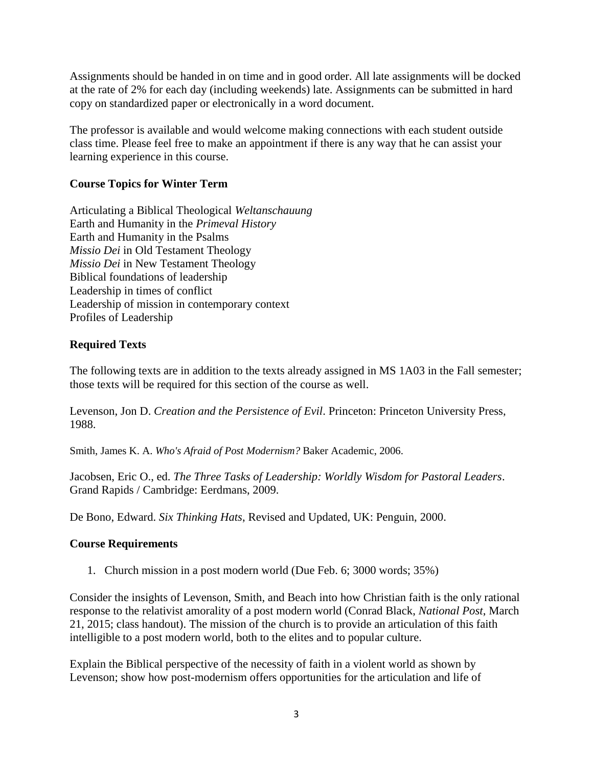Assignments should be handed in on time and in good order. All late assignments will be docked at the rate of 2% for each day (including weekends) late. Assignments can be submitted in hard copy on standardized paper or electronically in a word document.

The professor is available and would welcome making connections with each student outside class time. Please feel free to make an appointment if there is any way that he can assist your learning experience in this course.

**Course Topics for Winter Term**

Articulating a Biblical Theological *Weltanschauung*
Earth and Humanity in the *Primeval History*
Earth and Humanity in the Psalms
*Missio Dei* in Old Testament Theology
*Missio Dei* in New Testament Theology
Biblical foundations of leadership
Leadership in times of conflict
Leadership of mission in contemporary context
Profiles of Leadership

**Required Texts**

The following texts are in addition to the texts already assigned in MS 1A03 in the Fall semester; those texts will be required for this section of the course as well.

Levenson, Jon D. *Creation and the Persistence of Evil*. Princeton: Princeton University Press, 1988.

Smith, James K. A. *Who's Afraid of Post Modernism?* Baker Academic, 2006.

Jacobsen, Eric O., ed. *The Three Tasks of Leadership: Worldly Wisdom for Pastoral Leaders*. Grand Rapids / Cambridge: Eerdmans, 2009.

De Bono, Edward. *Six Thinking Hats*, Revised and Updated, UK: Penguin, 2000.

**Course Requirements**

1. Church mission in a post modern world (Due Feb. 6; 3000 words; 35%)

Consider the insights of Levenson, Smith, and Beach into how Christian faith is the only rational response to the relativist amorality of a post modern world (Conrad Black, *National Post*, March 21, 2015; class handout). The mission of the church is to provide an articulation of this faith intelligible to a post modern world, both to the elites and to popular culture.

Explain the Biblical perspective of the necessity of faith in a violent world as shown by Levenson; show how post-modernism offers opportunities for the articulation and life of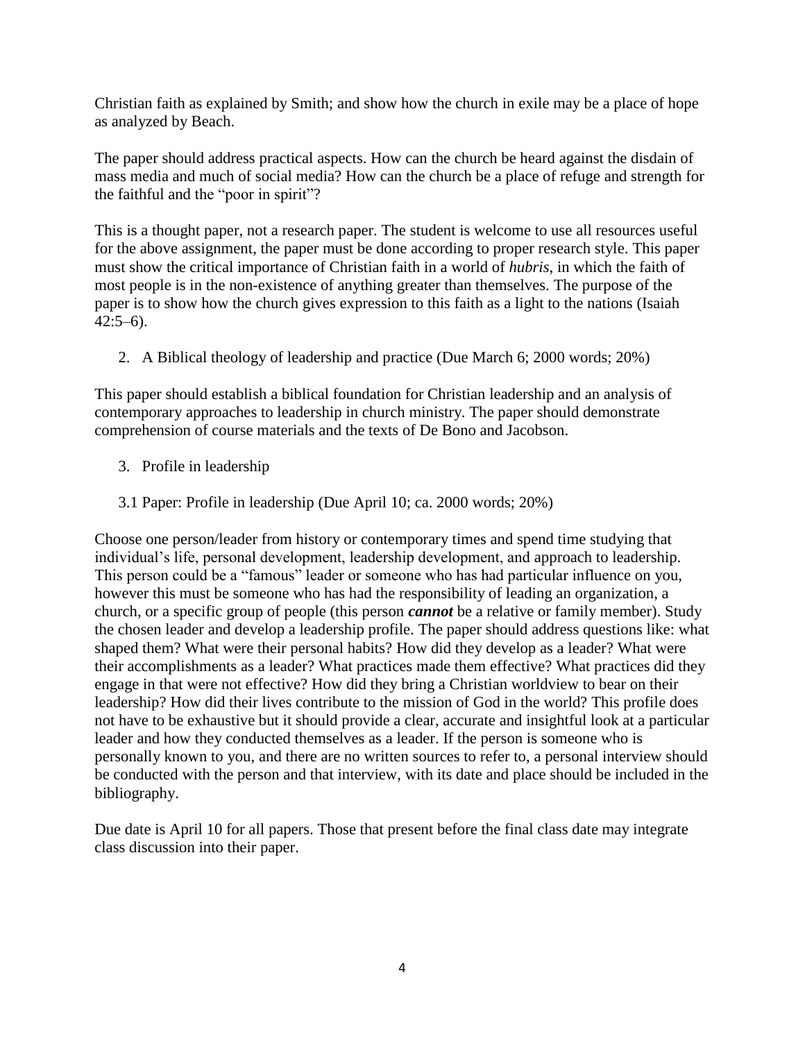Christian faith as explained by Smith; and show how the church in exile may be a place of hope as analyzed by Beach.

The paper should address practical aspects. How can the church be heard against the disdain of mass media and much of social media? How can the church be a place of refuge and strength for the faithful and the "poor in spirit"?

This is a thought paper, not a research paper. The student is welcome to use all resources useful for the above assignment, the paper must be done according to proper research style. This paper must show the critical importance of Christian faith in a world of *hubris*, in which the faith of most people is in the non-existence of anything greater than themselves. The purpose of the paper is to show how the church gives expression to this faith as a light to the nations (Isaiah 42:5–6).

2. A Biblical theology of leadership and practice (Due March 6; 2000 words; 20%)

This paper should establish a biblical foundation for Christian leadership and an analysis of contemporary approaches to leadership in church ministry. The paper should demonstrate comprehension of course materials and the texts of De Bono and Jacobson.

3. Profile in leadership

3.1 Paper: Profile in leadership (Due April 10; ca. 2000 words; 20%)

Choose one person/leader from history or contemporary times and spend time studying that individual's life, personal development, leadership development, and approach to leadership. This person could be a "famous" leader or someone who has had particular influence on you, however this must be someone who has had the responsibility of leading an organization, a church, or a specific group of people (this person ***cannot*** be a relative or family member). Study the chosen leader and develop a leadership profile. The paper should address questions like: what shaped them? What were their personal habits? How did they develop as a leader? What were their accomplishments as a leader? What practices made them effective? What practices did they engage in that were not effective? How did they bring a Christian worldview to bear on their leadership? How did their lives contribute to the mission of God in the world? This profile does not have to be exhaustive but it should provide a clear, accurate and insightful look at a particular leader and how they conducted themselves as a leader. If the person is someone who is personally known to you, and there are no written sources to refer to, a personal interview should be conducted with the person and that interview, with its date and place should be included in the bibliography.

Due date is April 10 for all papers. Those that present before the final class date may integrate class discussion into their paper.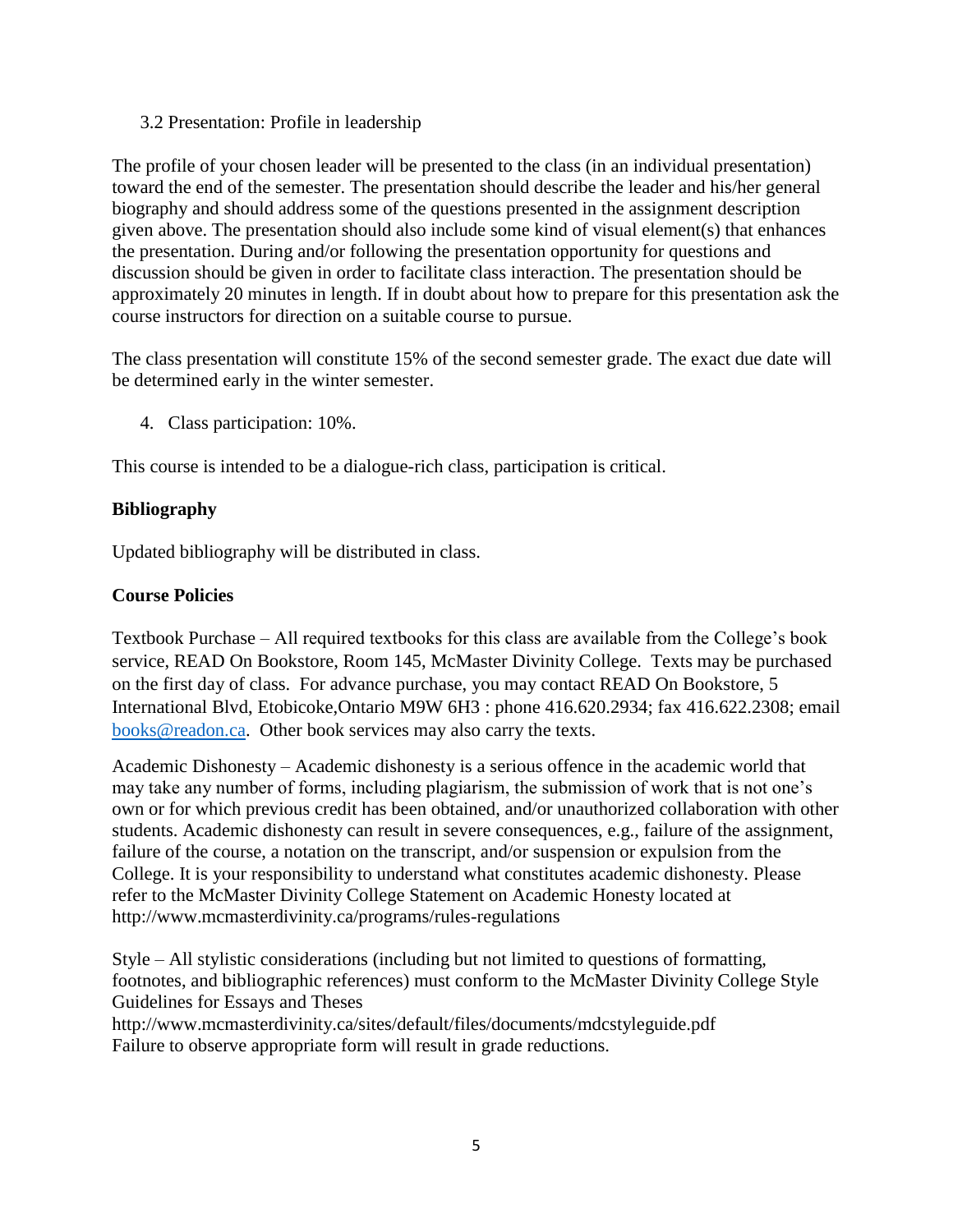3.2 Presentation: Profile in leadership

The profile of your chosen leader will be presented to the class (in an individual presentation) toward the end of the semester. The presentation should describe the leader and his/her general biography and should address some of the questions presented in the assignment description given above. The presentation should also include some kind of visual element(s) that enhances the presentation. During and/or following the presentation opportunity for questions and discussion should be given in order to facilitate class interaction. The presentation should be approximately 20 minutes in length. If in doubt about how to prepare for this presentation ask the course instructors for direction on a suitable course to pursue.

The class presentation will constitute 15% of the second semester grade. The exact due date will be determined early in the winter semester.

4. Class participation: 10%.

This course is intended to be a dialogue-rich class, participation is critical.

**Bibliography**

Updated bibliography will be distributed in class.

**Course Policies**

Textbook Purchase – All required textbooks for this class are available from the College's book service, READ On Bookstore, Room 145, McMaster Divinity College. Texts may be purchased on the first day of class. For advance purchase, you may contact READ On Bookstore, 5 International Blvd, Etobicoke,Ontario M9W 6H3 : phone 416.620.2934; fax 416.622.2308; email [books@readon.ca](mailto:books@readon.ca). Other book services may also carry the texts.

Academic Dishonesty – Academic dishonesty is a serious offence in the academic world that may take any number of forms, including plagiarism, the submission of work that is not one's own or for which previous credit has been obtained, and/or unauthorized collaboration with other students. Academic dishonesty can result in severe consequences, e.g., failure of the assignment, failure of the course, a notation on the transcript, and/or suspension or expulsion from the College. It is your responsibility to understand what constitutes academic dishonesty. Please refer to the McMaster Divinity College Statement on Academic Honesty located at http://www.mcmasterdivinity.ca/programs/rules-regulations

Style – All stylistic considerations (including but not limited to questions of formatting, footnotes, and bibliographic references) must conform to the McMaster Divinity College Style Guidelines for Essays and Theses
http://www.mcmasterdivinity.ca/sites/default/files/documents/mdcstyleguide.pdf
Failure to observe appropriate form will result in grade reductions.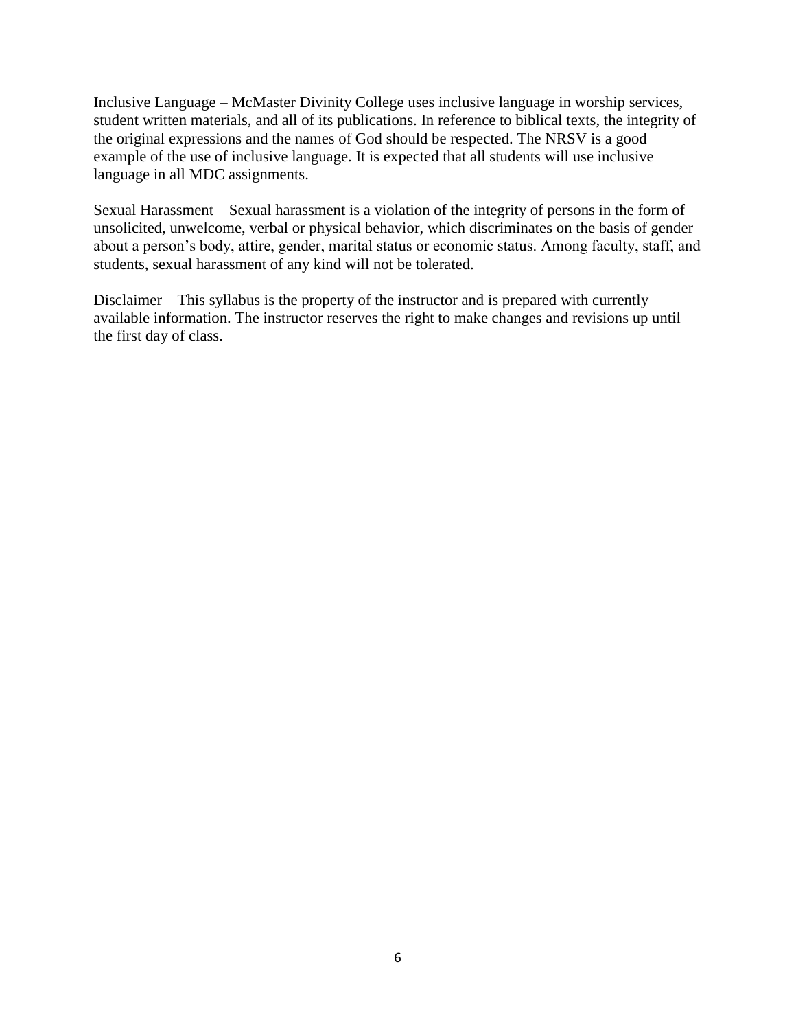Inclusive Language – McMaster Divinity College uses inclusive language in worship services, student written materials, and all of its publications. In reference to biblical texts, the integrity of the original expressions and the names of God should be respected. The NRSV is a good example of the use of inclusive language. It is expected that all students will use inclusive language in all MDC assignments.

Sexual Harassment – Sexual harassment is a violation of the integrity of persons in the form of unsolicited, unwelcome, verbal or physical behavior, which discriminates on the basis of gender about a person's body, attire, gender, marital status or economic status. Among faculty, staff, and students, sexual harassment of any kind will not be tolerated.

Disclaimer – This syllabus is the property of the instructor and is prepared with currently available information. The instructor reserves the right to make changes and revisions up until the first day of class.